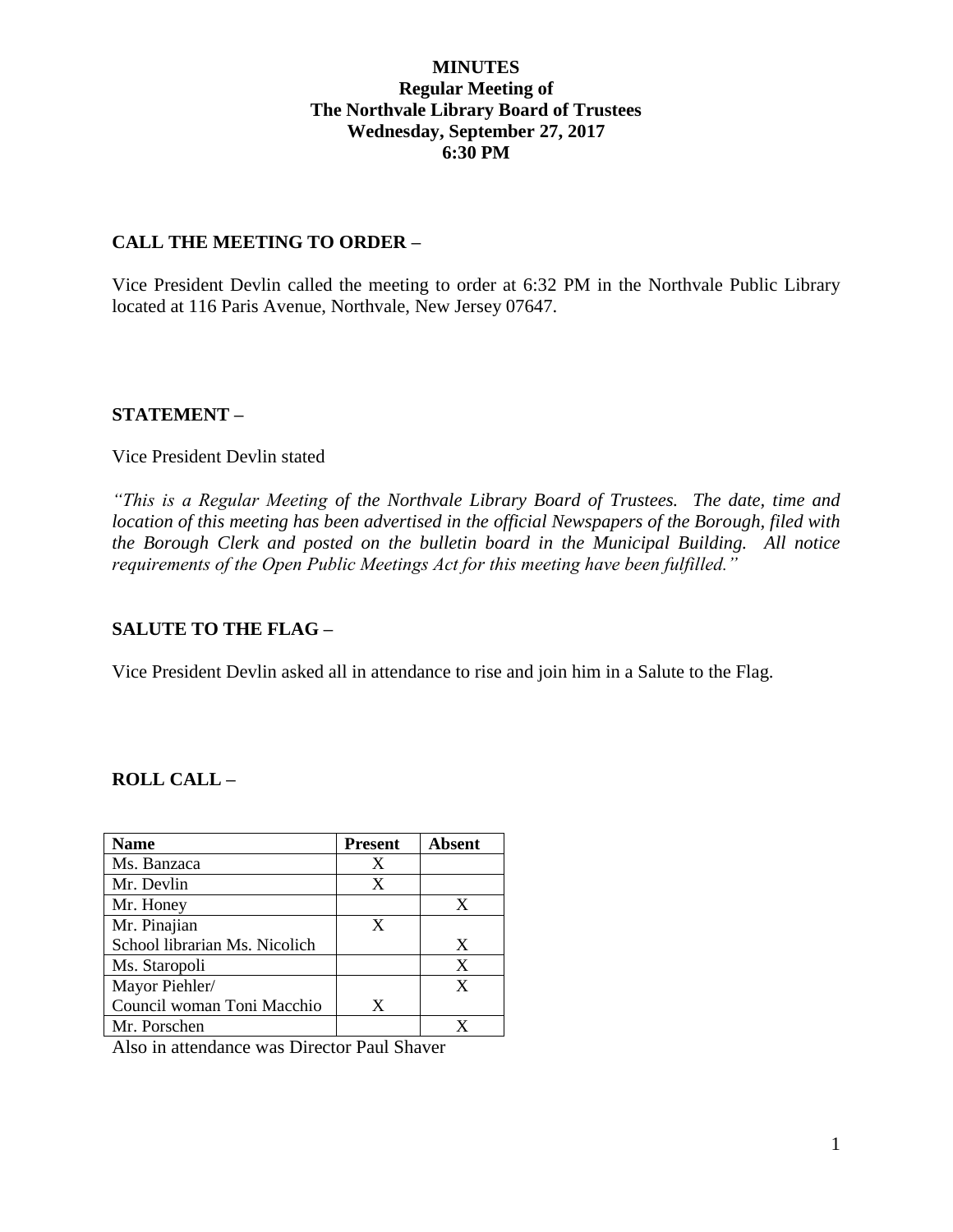**MINUTES**
**Regular Meeting of**
**The Northvale Library Board of Trustees**
**Wednesday, September 27, 2017**
**6:30 PM**

## CALL THE MEETING TO ORDER –

Vice President Devlin called the meeting to order at 6:32 PM in the Northvale Public Library located at 116 Paris Avenue, Northvale, New Jersey 07647.

## STATEMENT –

Vice President Devlin stated

*"This is a Regular Meeting of the Northvale Library Board of Trustees. The date, time and location of this meeting has been advertised in the official Newspapers of the Borough, filed with the Borough Clerk and posted on the bulletin board in the Municipal Building. All notice requirements of the Open Public Meetings Act for this meeting have been fulfilled."*

## SALUTE TO THE FLAG –

Vice President Devlin asked all in attendance to rise and join him in a Salute to the Flag.

## ROLL CALL –

| Name | Present | Absent |
|---|---|---|
| Ms. Banzaca | X | |
| Mr. Devlin | X | |
| Mr. Honey | | X |
| Mr. Pinajian | X | |
| School librarian Ms. Nicolich | | X |
| Ms. Staropoli | | X |
| Mayor Piehler/ | | X |
| Council woman Toni Macchio | X | |
| Mr. Porschen | | X |

Also in attendance was Director Paul Shaver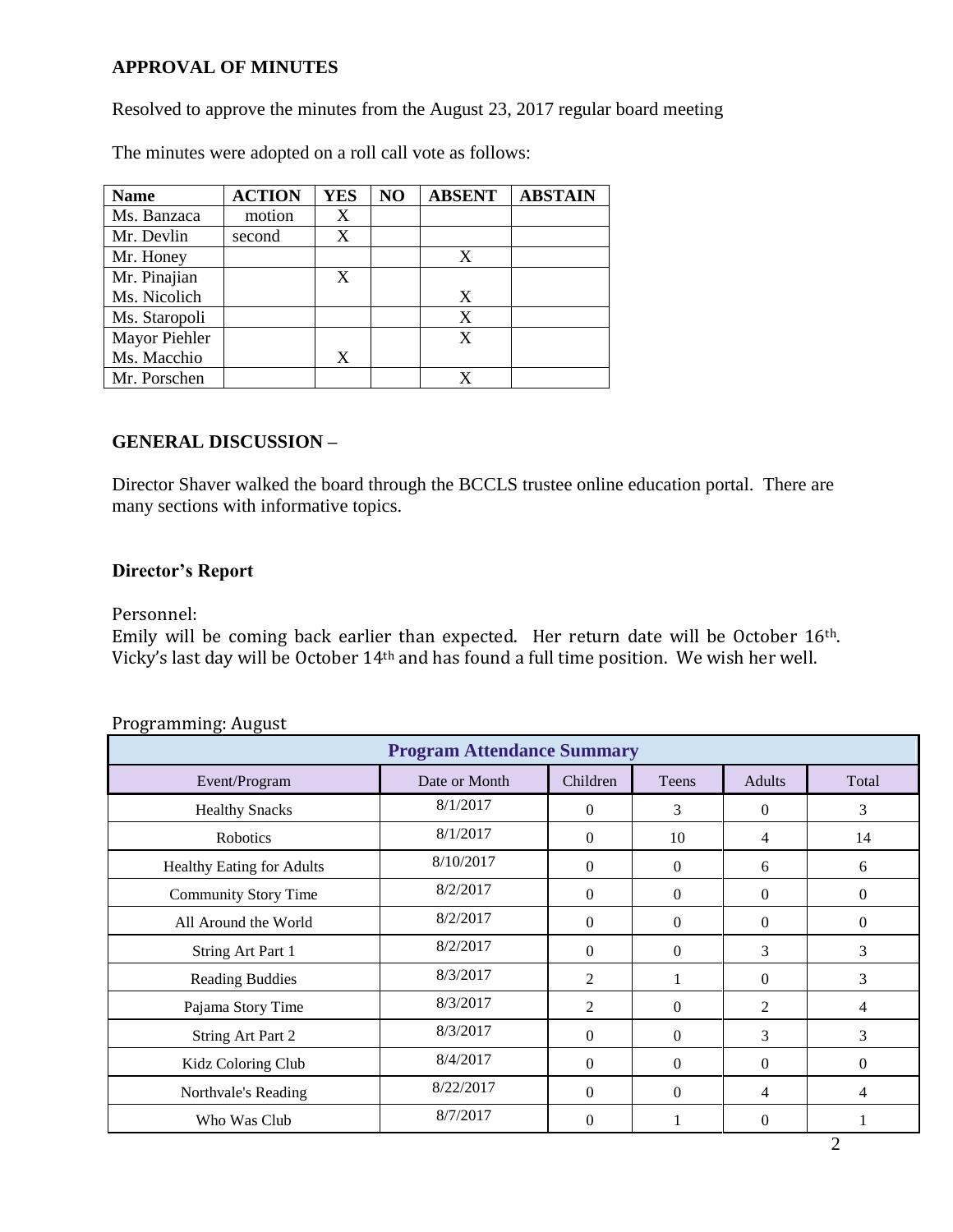**APPROVAL OF MINUTES**

Resolved to approve the minutes from the August 23, 2017 regular board meeting

The minutes were adopted on a roll call vote as follows:

| Name | ACTION | YES | NO | ABSENT | ABSTAIN |
|---|---|---|---|---|---|
| Ms. Banzaca | motion | X | | | |
| Mr. Devlin | second | X | | | |
| Mr. Honey | | | | X | |
| Mr. Pinajian | | X | | | |
| Ms. Nicolich | | | | X | |
| Ms. Staropoli | | | | X | |
| Mayor Piehler | | | | X | |
| Ms. Macchio | | X | | | |
| Mr. Porschen | | | | X | |

**GENERAL DISCUSSION –**

Director Shaver walked the board through the BCCLS trustee online education portal. There are many sections with informative topics.

**Director's Report**

Personnel:

Emily will be coming back earlier than expected. Her return date will be October 16th. Vicky's last day will be October 14th and has found a full time position. We wish her well.

Programming: August

| Program Attendance Summary | | | | | |
|---|---|---|---|---|---|
| Event/Program | Date or Month | Children | Teens | Adults | Total |
| Healthy Snacks | 8/1/2017 | 0 | 3 | 0 | 3 |
| Robotics | 8/1/2017 | 0 | 10 | 4 | 14 |
| Healthy Eating for Adults | 8/10/2017 | 0 | 0 | 6 | 6 |
| Community Story Time | 8/2/2017 | 0 | 0 | 0 | 0 |
| All Around the World | 8/2/2017 | 0 | 0 | 0 | 0 |
| String Art Part 1 | 8/2/2017 | 0 | 0 | 3 | 3 |
| Reading Buddies | 8/3/2017 | 2 | 1 | 0 | 3 |
| Pajama Story Time | 8/3/2017 | 2 | 0 | 2 | 4 |
| String Art Part 2 | 8/3/2017 | 0 | 0 | 3 | 3 |
| Kidz Coloring Club | 8/4/2017 | 0 | 0 | 0 | 0 |
| Northvale's Reading | 8/22/2017 | 0 | 0 | 4 | 4 |
| Who Was Club | 8/7/2017 | 0 | 1 | 0 | 1 |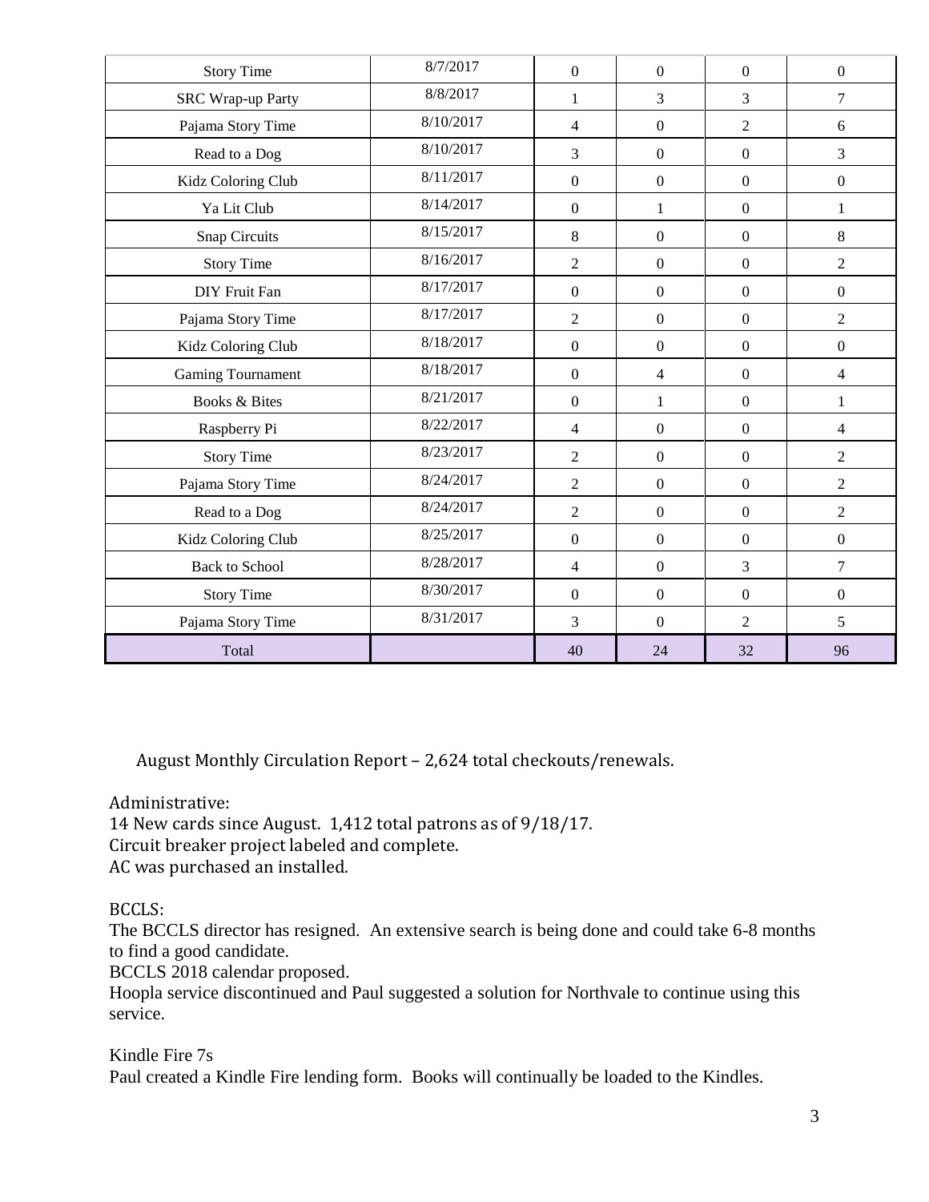| Story Time | 8/7/2017 | 0 | 0 | 0 | 0 |
|---|---|---|---|---|---|
| SRC Wrap-up Party | 8/8/2017 | 1 | 3 | 3 | 7 |
| Pajama Story Time | 8/10/2017 | 4 | 0 | 2 | 6 |
| Read to a Dog | 8/10/2017 | 3 | 0 | 0 | 3 |
| Kidz Coloring Club | 8/11/2017 | 0 | 0 | 0 | 0 |
| Ya Lit Club | 8/14/2017 | 0 | 1 | 0 | 1 |
| Snap Circuits | 8/15/2017 | 8 | 0 | 0 | 8 |
| Story Time | 8/16/2017 | 2 | 0 | 0 | 2 |
| DIY Fruit Fan | 8/17/2017 | 0 | 0 | 0 | 0 |
| Pajama Story Time | 8/17/2017 | 2 | 0 | 0 | 2 |
| Kidz Coloring Club | 8/18/2017 | 0 | 0 | 0 | 0 |
| Gaming Tournament | 8/18/2017 | 0 | 4 | 0 | 4 |
| Books & Bites | 8/21/2017 | 0 | 1 | 0 | 1 |
| Raspberry Pi | 8/22/2017 | 4 | 0 | 0 | 4 |
| Story Time | 8/23/2017 | 2 | 0 | 0 | 2 |
| Pajama Story Time | 8/24/2017 | 2 | 0 | 0 | 2 |
| Read to a Dog | 8/24/2017 | 2 | 0 | 0 | 2 |
| Kidz Coloring Club | 8/25/2017 | 0 | 0 | 0 | 0 |
| Back to School | 8/28/2017 | 4 | 0 | 3 | 7 |
| Story Time | 8/30/2017 | 0 | 0 | 0 | 0 |
| Pajama Story Time | 8/31/2017 | 3 | 0 | 2 | 5 |
| Total | | 40 | 24 | 32 | 96 |

August Monthly Circulation Report – 2,624 total checkouts/renewals.

Administrative:
14 New cards since August. 1,412 total patrons as of 9/18/17.
Circuit breaker project labeled and complete.
AC was purchased an installed.

BCCLS:
The BCCLS director has resigned. An extensive search is being done and could take 6-8 months to find a good candidate.
BCCLS 2018 calendar proposed.
Hoopla service discontinued and Paul suggested a solution for Northvale to continue using this service.

Kindle Fire 7s
Paul created a Kindle Fire lending form. Books will continually be loaded to the Kindles.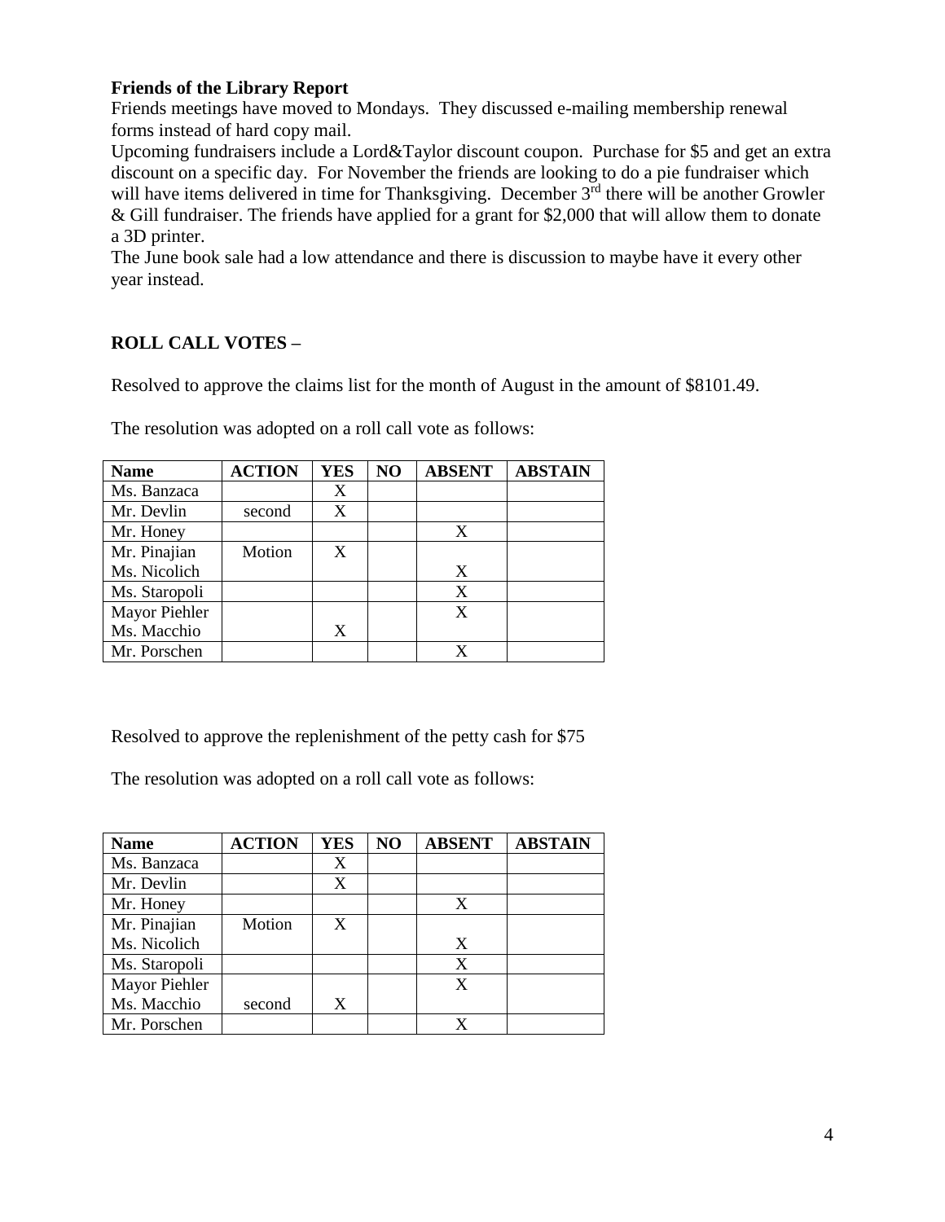**Friends of the Library Report**

Friends meetings have moved to Mondays. They discussed e-mailing membership renewal forms instead of hard copy mail.

Upcoming fundraisers include a Lord&Taylor discount coupon. Purchase for $5 and get an extra discount on a specific day. For November the friends are looking to do a pie fundraiser which will have items delivered in time for Thanksgiving. December 3rd there will be another Growler & Gill fundraiser. The friends have applied for a grant for $2,000 that will allow them to donate a 3D printer.

The June book sale had a low attendance and there is discussion to maybe have it every other year instead.

**ROLL CALL VOTES –**

Resolved to approve the claims list for the month of August in the amount of $8101.49.

The resolution was adopted on a roll call vote as follows:

| Name | ACTION | YES | NO | ABSENT | ABSTAIN |
|---|---|---|---|---|---|
| Ms. Banzaca | | X | | | |
| Mr. Devlin | second | X | | | |
| Mr. Honey | | | | X | |
| Mr. Pinajian | Motion | X | | | |
| Ms. Nicolich | | | | X | |
| Ms. Staropoli | | | | X | |
| Mayor Piehler | | | | X | |
| Ms. Macchio | | X | | | |
| Mr. Porschen | | | | X | |

Resolved to approve the replenishment of the petty cash for $75

The resolution was adopted on a roll call vote as follows:

| Name | ACTION | YES | NO | ABSENT | ABSTAIN |
|---|---|---|---|---|---|
| Ms. Banzaca | | X | | | |
| Mr. Devlin | | X | | | |
| Mr. Honey | | | | X | |
| Mr. Pinajian | Motion | X | | | |
| Ms. Nicolich | | | | X | |
| Ms. Staropoli | | | | X | |
| Mayor Piehler | | | | X | |
| Ms. Macchio | second | X | | | |
| Mr. Porschen | | | | X | |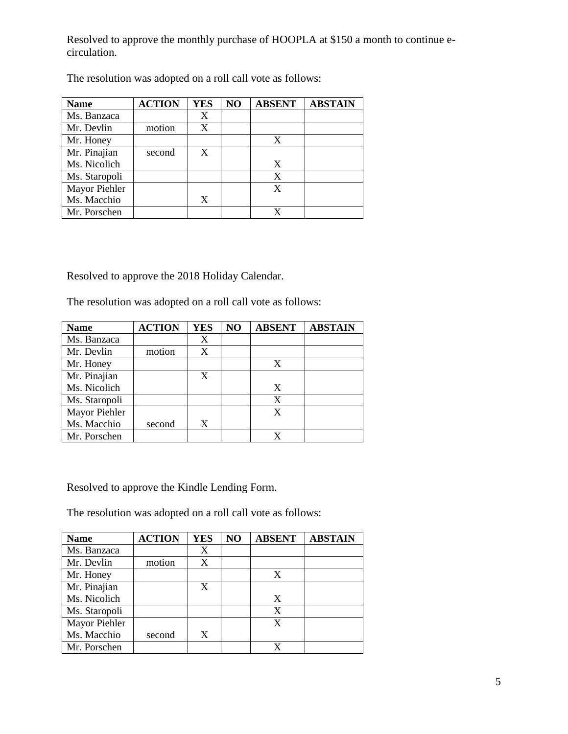Resolved to approve the monthly purchase of HOOPLA at $150 a month to continue e-circulation.

The resolution was adopted on a roll call vote as follows:

| Name | ACTION | YES | NO | ABSENT | ABSTAIN |
|---|---|---|---|---|---|
| Ms. Banzaca | | X | | | |
| Mr. Devlin | motion | X | | | |
| Mr. Honey | | | | X | |
| Mr. Pinajian | second | X | | | |
| Ms. Nicolich | | | | X | |
| Ms. Staropoli | | | | X | |
| Mayor Piehler | | | | X | |
| Ms. Macchio | | X | | | |
| Mr. Porschen | | | | X | |

Resolved to approve the 2018 Holiday Calendar.

The resolution was adopted on a roll call vote as follows:

| Name | ACTION | YES | NO | ABSENT | ABSTAIN |
|---|---|---|---|---|---|
| Ms. Banzaca | | X | | | |
| Mr. Devlin | motion | X | | | |
| Mr. Honey | | | | X | |
| Mr. Pinajian | | X | | | |
| Ms. Nicolich | | | | X | |
| Ms. Staropoli | | | | X | |
| Mayor Piehler | | | | X | |
| Ms. Macchio | second | X | | | |
| Mr. Porschen | | | | X | |

Resolved to approve the Kindle Lending Form.

The resolution was adopted on a roll call vote as follows:

| Name | ACTION | YES | NO | ABSENT | ABSTAIN |
|---|---|---|---|---|---|
| Ms. Banzaca | | X | | | |
| Mr. Devlin | motion | X | | | |
| Mr. Honey | | | | X | |
| Mr. Pinajian | | X | | | |
| Ms. Nicolich | | | | X | |
| Ms. Staropoli | | | | X | |
| Mayor Piehler | | | | X | |
| Ms. Macchio | second | X | | | |
| Mr. Porschen | | | | X | |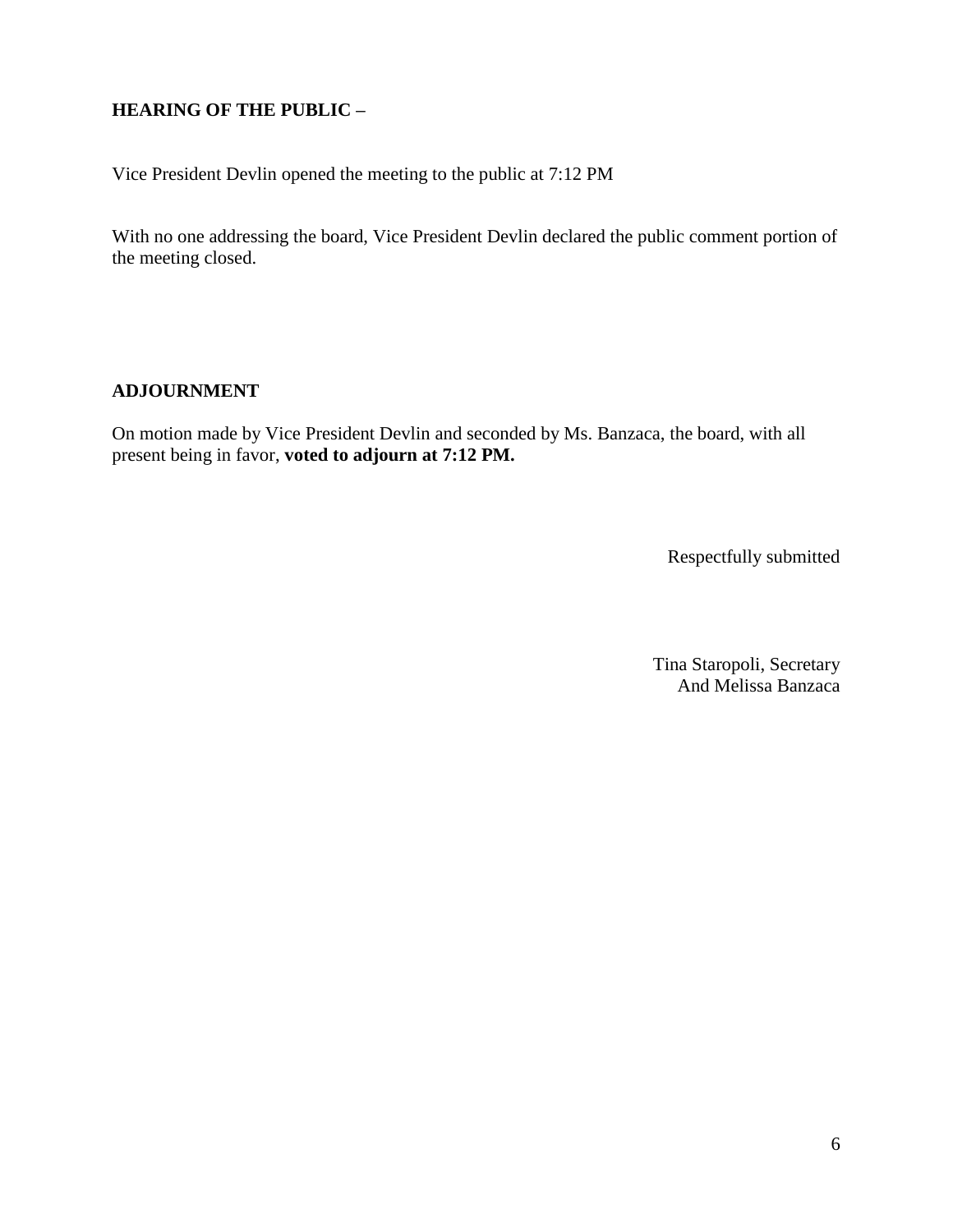**HEARING OF THE PUBLIC –**

Vice President Devlin opened the meeting to the public at 7:12 PM

With no one addressing the board, Vice President Devlin declared the public comment portion of the meeting closed.

**ADJOURNMENT**

On motion made by Vice President Devlin and seconded by Ms. Banzaca, the board, with all present being in favor, **voted to adjourn at 7:12 PM.**

Respectfully submitted

Tina Staropoli, Secretary
And Melissa Banzaca